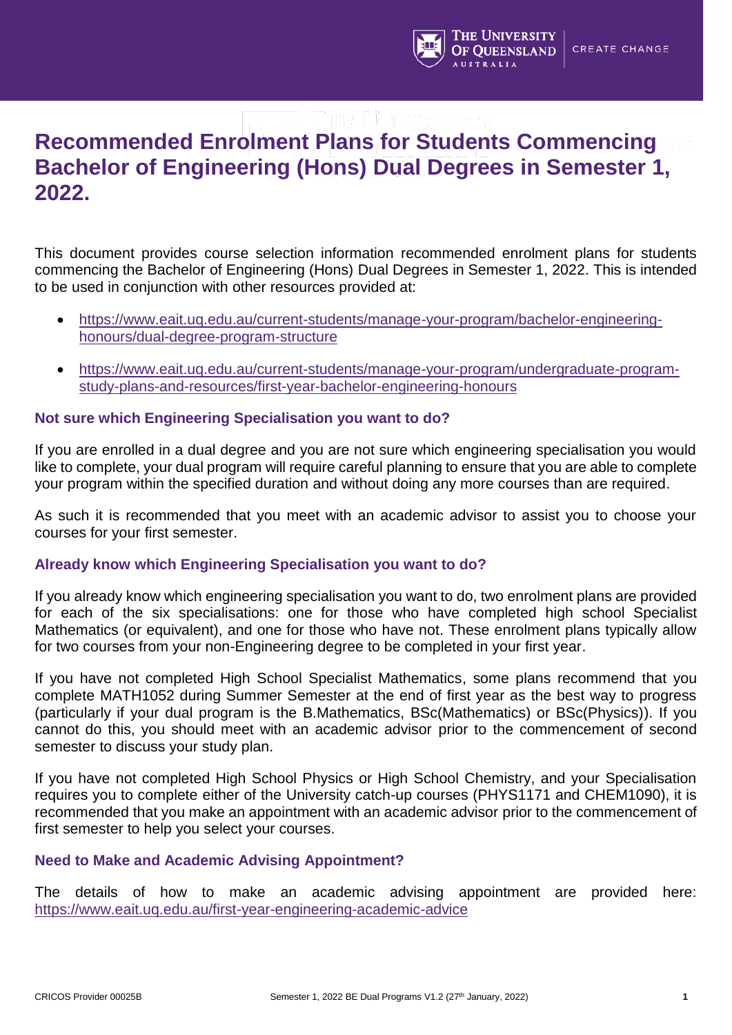# Recommended Enrolment Plans for Students Commencing Bachelor of Engineering (Hons) Dual Degrees in Semester 1, 2022.

This document provides course selection information recommended enrolment plans for students commencing the Bachelor of Engineering (Hons) Dual Degrees in Semester 1, 2022. This is intended to be used in conjunction with other resources provided at:

- https://www.eait.uq.edu.au/current-students/manage-your-program/bachelor-engineering-honours/dual-degree-program-structure
- https://www.eait.uq.edu.au/current-students/manage-your-program/undergraduate-program-study-plans-and-resources/first-year-bachelor-engineering-honours

### Not sure which Engineering Specialisation you want to do?

If you are enrolled in a dual degree and you are not sure which engineering specialisation you would like to complete, your dual program will require careful planning to ensure that you are able to complete your program within the specified duration and without doing any more courses than are required.

As such it is recommended that you meet with an academic advisor to assist you to choose your courses for your first semester.

### Already know which Engineering Specialisation you want to do?

If you already know which engineering specialisation you want to do, two enrolment plans are provided for each of the six specialisations: one for those who have completed high school Specialist Mathematics (or equivalent), and one for those who have not. These enrolment plans typically allow for two courses from your non-Engineering degree to be completed in your first year.

If you have not completed High School Specialist Mathematics, some plans recommend that you complete MATH1052 during Summer Semester at the end of first year as the best way to progress (particularly if your dual program is the B.Mathematics, BSc(Mathematics) or BSc(Physics)). If you cannot do this, you should meet with an academic advisor prior to the commencement of second semester to discuss your study plan.

If you have not completed High School Physics or High School Chemistry, and your Specialisation requires you to complete either of the University catch-up courses (PHYS1171 and CHEM1090), it is recommended that you make an appointment with an academic advisor prior to the commencement of first semester to help you select your courses.

### Need to Make and Academic Advising Appointment?

The details of how to make an academic advising appointment are provided here: https://www.eait.uq.edu.au/first-year-engineering-academic-advice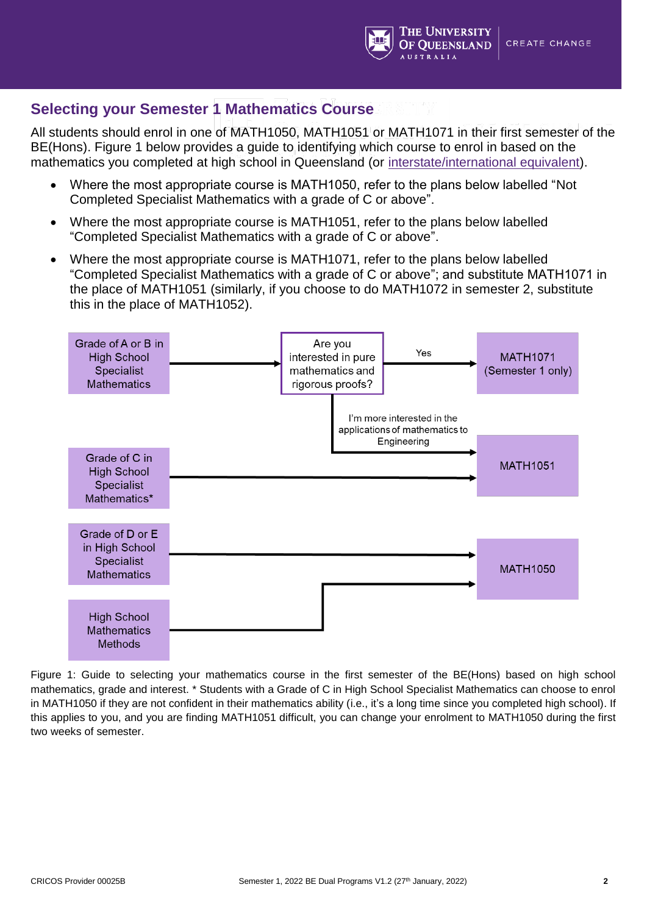## Selecting your Semester 1 Mathematics Course

All students should enrol in one of MATH1050, MATH1051 or MATH1071 in their first semester of the BE(Hons). Figure 1 below provides a guide to identifying which course to enrol in based on the mathematics you completed at high school in Queensland (or [interstate/international equivalent]).

- Where the most appropriate course is MATH1050, refer to the plans below labelled "Not Completed Specialist Mathematics with a grade of C or above".
- Where the most appropriate course is MATH1051, refer to the plans below labelled "Completed Specialist Mathematics with a grade of C or above".
- Where the most appropriate course is MATH1071, refer to the plans below labelled "Completed Specialist Mathematics with a grade of C or above"; and substitute MATH1071 in the place of MATH1051 (similarly, if you choose to do MATH1072 in semester 2, substitute this in the place of MATH1052).

Grade of A or B in High School Specialist Mathematics → Are you interested in pure mathematics and rigorous proofs?
- Yes → MATH1071 (Semester 1 only)
- I'm more interested in the applications of mathematics to Engineering → MATH1051

Grade of C in High School Specialist Mathematics* → MATH1051

Grade of D or E in High School Specialist Mathematics → MATH1050

High School Mathematics Methods → MATH1050

Figure 1: Guide to selecting your mathematics course in the first semester of the BE(Hons) based on high school mathematics, grade and interest. * Students with a Grade of C in High School Specialist Mathematics can choose to enrol in MATH1050 if they are not confident in their mathematics ability (i.e., it's a long time since you completed high school). If this applies to you, and you are finding MATH1051 difficult, you can change your enrolment to MATH1050 during the first two weeks of semester.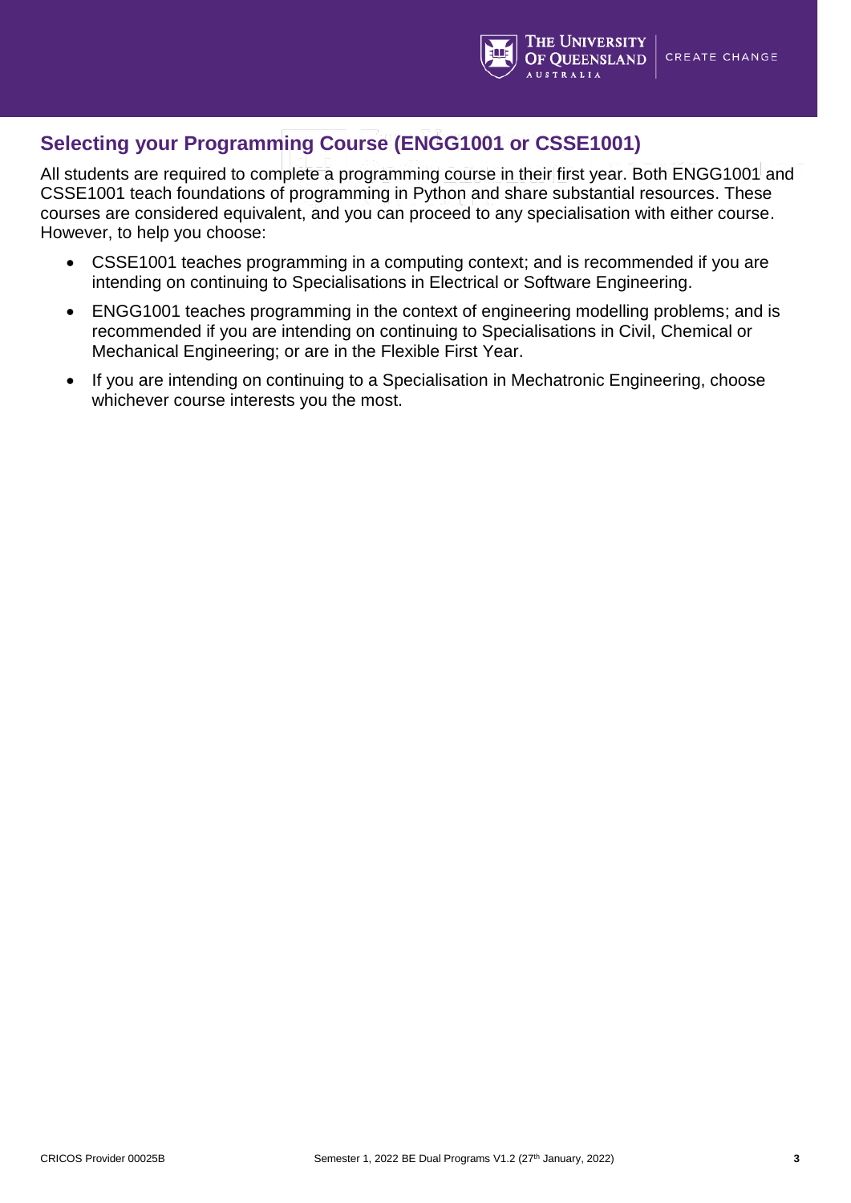## Selecting your Programming Course (ENGG1001 or CSSE1001)

All students are required to complete a programming course in their first year. Both ENGG1001 and CSSE1001 teach foundations of programming in Python and share substantial resources. These courses are considered equivalent, and you can proceed to any specialisation with either course. However, to help you choose:

- CSSE1001 teaches programming in a computing context; and is recommended if you are intending on continuing to Specialisations in Electrical or Software Engineering.
- ENGG1001 teaches programming in the context of engineering modelling problems; and is recommended if you are intending on continuing to Specialisations in Civil, Chemical or Mechanical Engineering; or are in the Flexible First Year.
- If you are intending on continuing to a Specialisation in Mechatronic Engineering, choose whichever course interests you the most.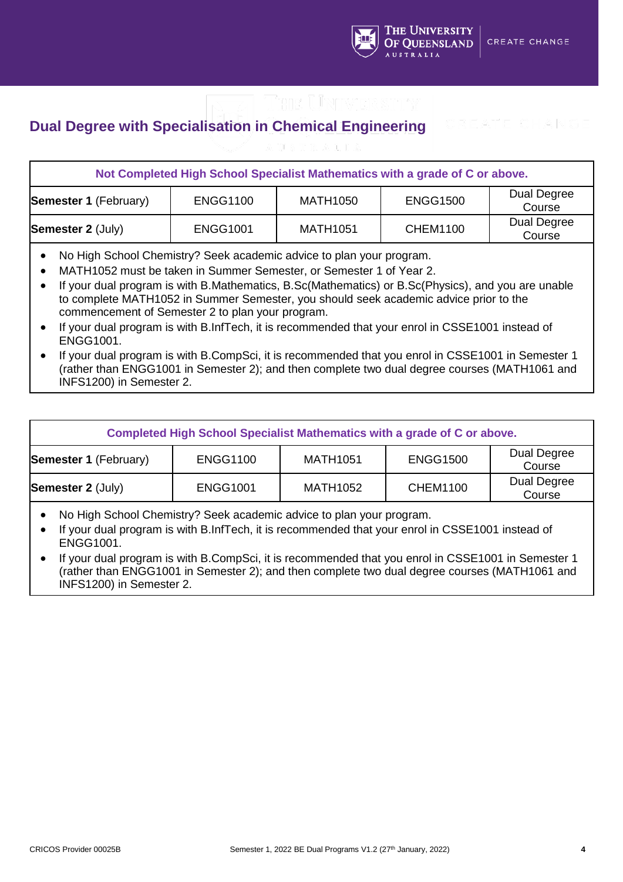## Dual Degree with Specialisation in Chemical Engineering

| Not Completed High School Specialist Mathematics with a grade of C or above. | | | | |
|---|---|---|---|---|
| **Semester 1** (February) | ENGG1100 | MATH1050 | ENGG1500 | Dual Degree Course |
| **Semester 2** (July) | ENGG1001 | MATH1051 | CHEM1100 | Dual Degree Course |

- No High School Chemistry? Seek academic advice to plan your program.
- MATH1052 must be taken in Summer Semester, or Semester 1 of Year 2.
- If your dual program is with B.Mathematics, B.Sc(Mathematics) or B.Sc(Physics), and you are unable to complete MATH1052 in Summer Semester, you should seek academic advice prior to the commencement of Semester 2 to plan your program.
- If your dual program is with B.InfTech, it is recommended that your enrol in CSSE1001 instead of ENGG1001.
- If your dual program is with B.CompSci, it is recommended that you enrol in CSSE1001 in Semester 1 (rather than ENGG1001 in Semester 2); and then complete two dual degree courses (MATH1061 and INFS1200) in Semester 2.

| Completed High School Specialist Mathematics with a grade of C or above. | | | | |
|---|---|---|---|---|
| **Semester 1** (February) | ENGG1100 | MATH1051 | ENGG1500 | Dual Degree Course |
| **Semester 2** (July) | ENGG1001 | MATH1052 | CHEM1100 | Dual Degree Course |

- No High School Chemistry? Seek academic advice to plan your program.
- If your dual program is with B.InfTech, it is recommended that your enrol in CSSE1001 instead of ENGG1001.
- If your dual program is with B.CompSci, it is recommended that you enrol in CSSE1001 in Semester 1 (rather than ENGG1001 in Semester 2); and then complete two dual degree courses (MATH1061 and INFS1200) in Semester 2.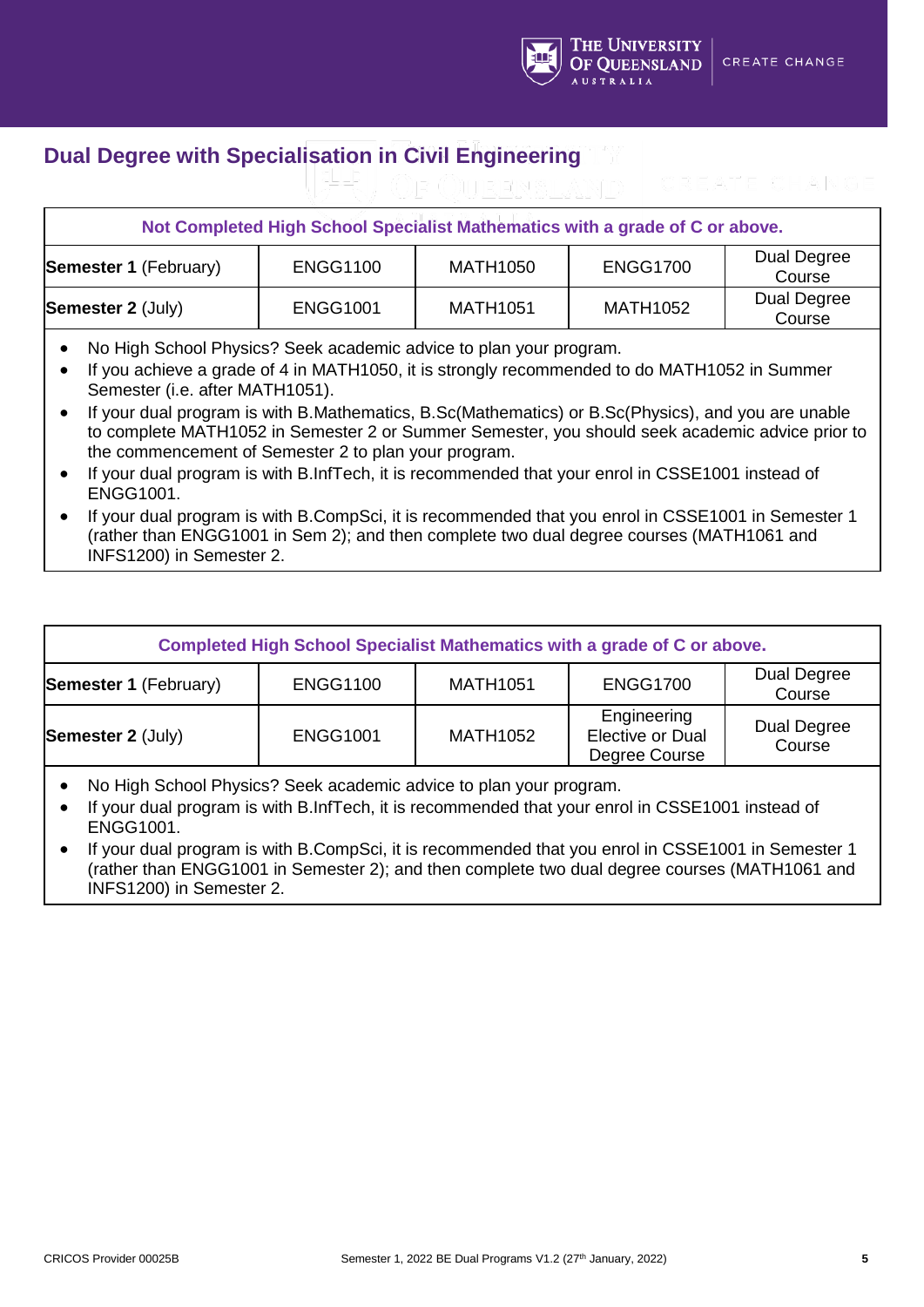## Dual Degree with Specialisation in Civil Engineering

| Not Completed High School Specialist Mathematics with a grade of C or above. | | | | |
|---|---|---|---|---|
| **Semester 1** (February) | ENGG1100 | MATH1050 | ENGG1700 | Dual Degree Course |
| **Semester 2** (July) | ENGG1001 | MATH1051 | MATH1052 | Dual Degree Course |

- No High School Physics? Seek academic advice to plan your program.
- If you achieve a grade of 4 in MATH1050, it is strongly recommended to do MATH1052 in Summer Semester (i.e. after MATH1051).
- If your dual program is with B.Mathematics, B.Sc(Mathematics) or B.Sc(Physics), and you are unable to complete MATH1052 in Semester 2 or Summer Semester, you should seek academic advice prior to the commencement of Semester 2 to plan your program.
- If your dual program is with B.InfTech, it is recommended that your enrol in CSSE1001 instead of ENGG1001.
- If your dual program is with B.CompSci, it is recommended that you enrol in CSSE1001 in Semester 1 (rather than ENGG1001 in Sem 2); and then complete two dual degree courses (MATH1061 and INFS1200) in Semester 2.

| Completed High School Specialist Mathematics with a grade of C or above. | | | | |
|---|---|---|---|---|
| **Semester 1** (February) | ENGG1100 | MATH1051 | ENGG1700 | Dual Degree Course |
| **Semester 2** (July) | ENGG1001 | MATH1052 | Engineering Elective or Dual Degree Course | Dual Degree Course |

- No High School Physics? Seek academic advice to plan your program.
- If your dual program is with B.InfTech, it is recommended that your enrol in CSSE1001 instead of ENGG1001.
- If your dual program is with B.CompSci, it is recommended that you enrol in CSSE1001 in Semester 1 (rather than ENGG1001 in Semester 2); and then complete two dual degree courses (MATH1061 and INFS1200) in Semester 2.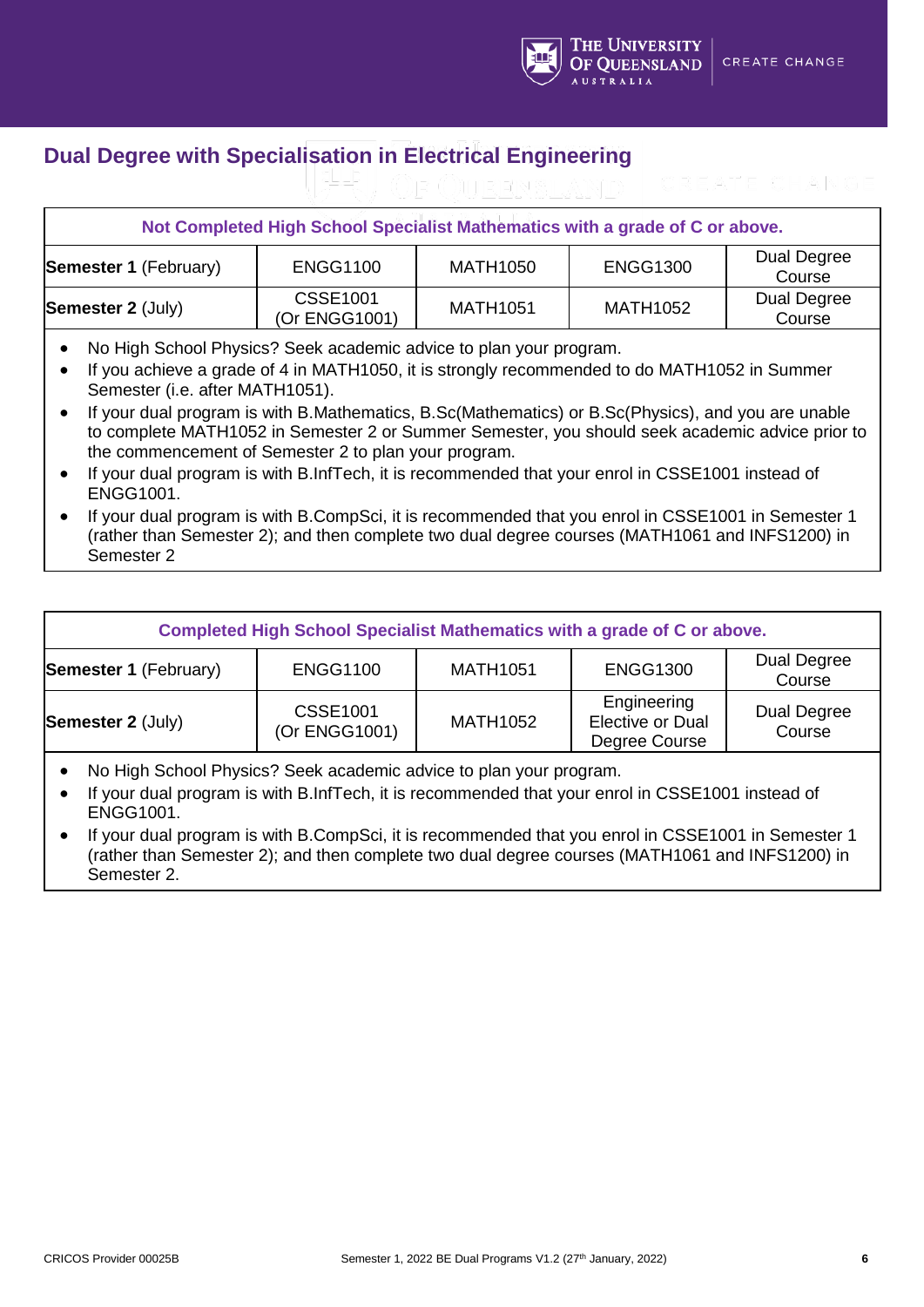## Dual Degree with Specialisation in Electrical Engineering

| Not Completed High School Specialist Mathematics with a grade of C or above. | | | | |
|---|---|---|---|---|
| **Semester 1** (February) | ENGG1100 | MATH1050 | ENGG1300 | Dual Degree Course |
| **Semester 2** (July) | CSSE1001 (Or ENGG1001) | MATH1051 | MATH1052 | Dual Degree Course |

- No High School Physics? Seek academic advice to plan your program.
- If you achieve a grade of 4 in MATH1050, it is strongly recommended to do MATH1052 in Summer Semester (i.e. after MATH1051).
- If your dual program is with B.Mathematics, B.Sc(Mathematics) or B.Sc(Physics), and you are unable to complete MATH1052 in Semester 2 or Summer Semester, you should seek academic advice prior to the commencement of Semester 2 to plan your program.
- If your dual program is with B.InfTech, it is recommended that your enrol in CSSE1001 instead of ENGG1001.
- If your dual program is with B.CompSci, it is recommended that you enrol in CSSE1001 in Semester 1 (rather than Semester 2); and then complete two dual degree courses (MATH1061 and INFS1200) in Semester 2

| Completed High School Specialist Mathematics with a grade of C or above. | | | | |
|---|---|---|---|---|
| **Semester 1** (February) | ENGG1100 | MATH1051 | ENGG1300 | Dual Degree Course |
| **Semester 2** (July) | CSSE1001 (Or ENGG1001) | MATH1052 | Engineering Elective or Dual Degree Course | Dual Degree Course |

- No High School Physics? Seek academic advice to plan your program.
- If your dual program is with B.InfTech, it is recommended that your enrol in CSSE1001 instead of ENGG1001.
- If your dual program is with B.CompSci, it is recommended that you enrol in CSSE1001 in Semester 1 (rather than Semester 2); and then complete two dual degree courses (MATH1061 and INFS1200) in Semester 2.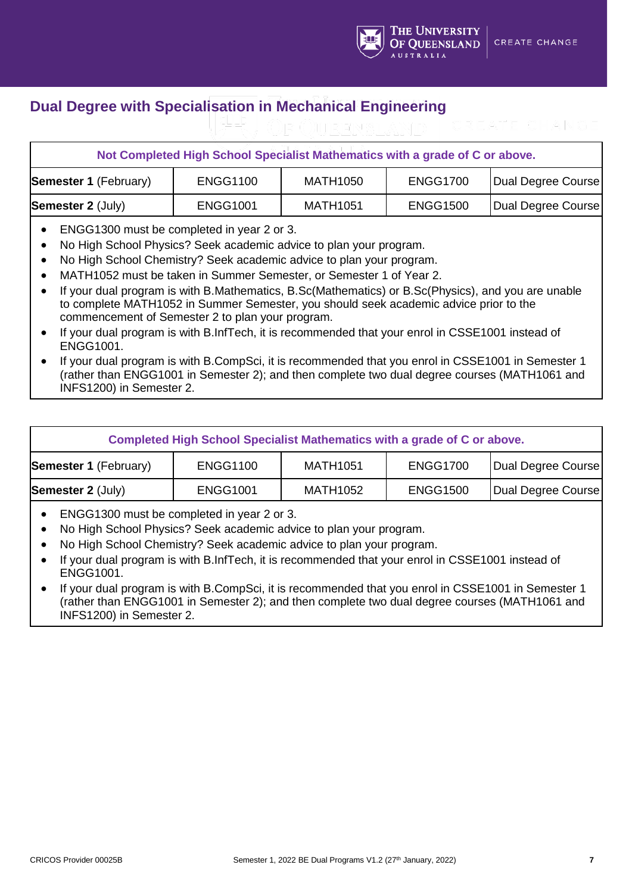## Dual Degree with Specialisation in Mechanical Engineering

| Not Completed High School Specialist Mathematics with a grade of C or above. | | | | |
|---|---|---|---|---|
| **Semester 1** (February) | ENGG1100 | MATH1050 | ENGG1700 | Dual Degree Course |
| **Semester 2** (July) | ENGG1001 | MATH1051 | ENGG1500 | Dual Degree Course |

- ENGG1300 must be completed in year 2 or 3.
- No High School Physics? Seek academic advice to plan your program.
- No High School Chemistry? Seek academic advice to plan your program.
- MATH1052 must be taken in Summer Semester, or Semester 1 of Year 2.
- If your dual program is with B.Mathematics, B.Sc(Mathematics) or B.Sc(Physics), and you are unable to complete MATH1052 in Summer Semester, you should seek academic advice prior to the commencement of Semester 2 to plan your program.
- If your dual program is with B.InfTech, it is recommended that your enrol in CSSE1001 instead of ENGG1001.
- If your dual program is with B.CompSci, it is recommended that you enrol in CSSE1001 in Semester 1 (rather than ENGG1001 in Semester 2); and then complete two dual degree courses (MATH1061 and INFS1200) in Semester 2.

| Completed High School Specialist Mathematics with a grade of C or above. | | | | |
|---|---|---|---|---|
| **Semester 1** (February) | ENGG1100 | MATH1051 | ENGG1700 | Dual Degree Course |
| **Semester 2** (July) | ENGG1001 | MATH1052 | ENGG1500 | Dual Degree Course |

- ENGG1300 must be completed in year 2 or 3.
- No High School Physics? Seek academic advice to plan your program.
- No High School Chemistry? Seek academic advice to plan your program.
- If your dual program is with B.InfTech, it is recommended that your enrol in CSSE1001 instead of ENGG1001.
- If your dual program is with B.CompSci, it is recommended that you enrol in CSSE1001 in Semester 1 (rather than ENGG1001 in Semester 2); and then complete two dual degree courses (MATH1061 and INFS1200) in Semester 2.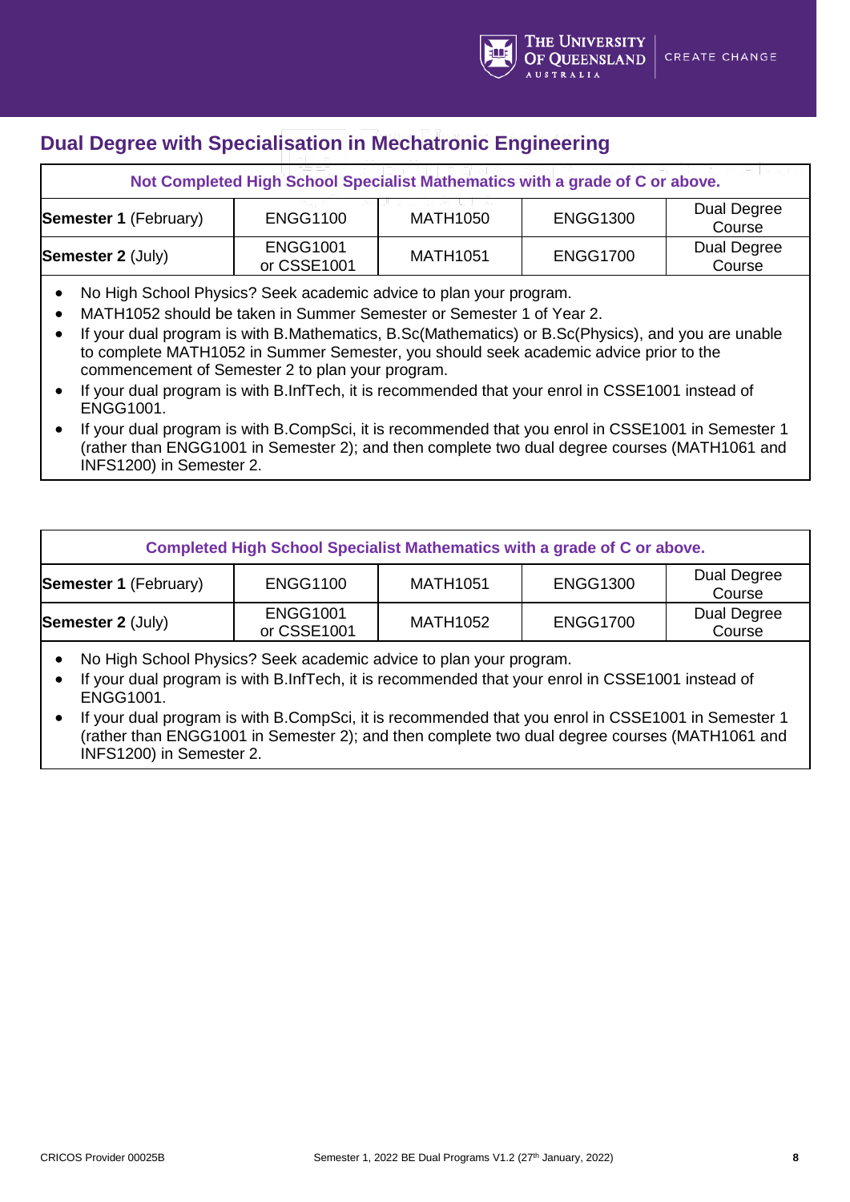## Dual Degree with Specialisation in Mechatronic Engineering

| Not Completed High School Specialist Mathematics with a grade of C or above. | | | | |
|---|---|---|---|---|
| **Semester 1** (February) | ENGG1100 | MATH1050 | ENGG1300 | Dual Degree Course |
| **Semester 2** (July) | ENGG1001 or CSSE1001 | MATH1051 | ENGG1700 | Dual Degree Course |

- No High School Physics? Seek academic advice to plan your program.
- MATH1052 should be taken in Summer Semester or Semester 1 of Year 2.
- If your dual program is with B.Mathematics, B.Sc(Mathematics) or B.Sc(Physics), and you are unable to complete MATH1052 in Summer Semester, you should seek academic advice prior to the commencement of Semester 2 to plan your program.
- If your dual program is with B.InfTech, it is recommended that your enrol in CSSE1001 instead of ENGG1001.
- If your dual program is with B.CompSci, it is recommended that you enrol in CSSE1001 in Semester 1 (rather than ENGG1001 in Semester 2); and then complete two dual degree courses (MATH1061 and INFS1200) in Semester 2.

| Completed High School Specialist Mathematics with a grade of C or above. | | | | |
|---|---|---|---|---|
| **Semester 1** (February) | ENGG1100 | MATH1051 | ENGG1300 | Dual Degree Course |
| **Semester 2** (July) | ENGG1001 or CSSE1001 | MATH1052 | ENGG1700 | Dual Degree Course |

- No High School Physics? Seek academic advice to plan your program.
- If your dual program is with B.InfTech, it is recommended that your enrol in CSSE1001 instead of ENGG1001.
- If your dual program is with B.CompSci, it is recommended that you enrol in CSSE1001 in Semester 1 (rather than ENGG1001 in Semester 2); and then complete two dual degree courses (MATH1061 and INFS1200) in Semester 2.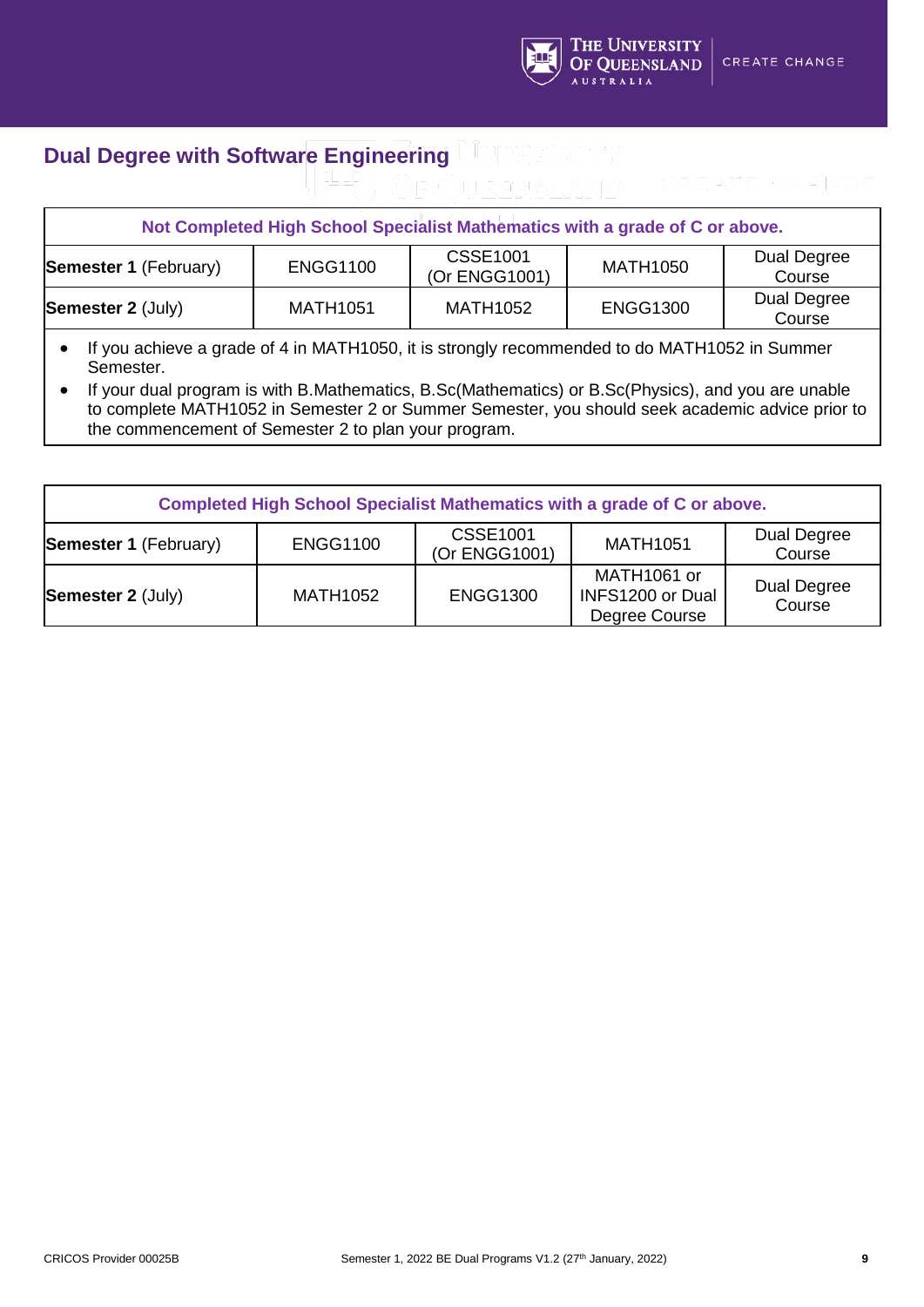## Dual Degree with Software Engineering

| Not Completed High School Specialist Mathematics with a grade of C or above. | | | | |
|---|---|---|---|---|
| **Semester 1** (February) | ENGG1100 | CSSE1001 (Or ENGG1001) | MATH1050 | Dual Degree Course |
| **Semester 2** (July) | MATH1051 | MATH1052 | ENGG1300 | Dual Degree Course |

- If you achieve a grade of 4 in MATH1050, it is strongly recommended to do MATH1052 in Summer Semester.
- If your dual program is with B.Mathematics, B.Sc(Mathematics) or B.Sc(Physics), and you are unable to complete MATH1052 in Semester 2 or Summer Semester, you should seek academic advice prior to the commencement of Semester 2 to plan your program.

| Completed High School Specialist Mathematics with a grade of C or above. | | | | |
|---|---|---|---|---|
| **Semester 1** (February) | ENGG1100 | CSSE1001 (Or ENGG1001) | MATH1051 | Dual Degree Course |
| **Semester 2** (July) | MATH1052 | ENGG1300 | MATH1061 or INFS1200 or Dual Degree Course | Dual Degree Course |